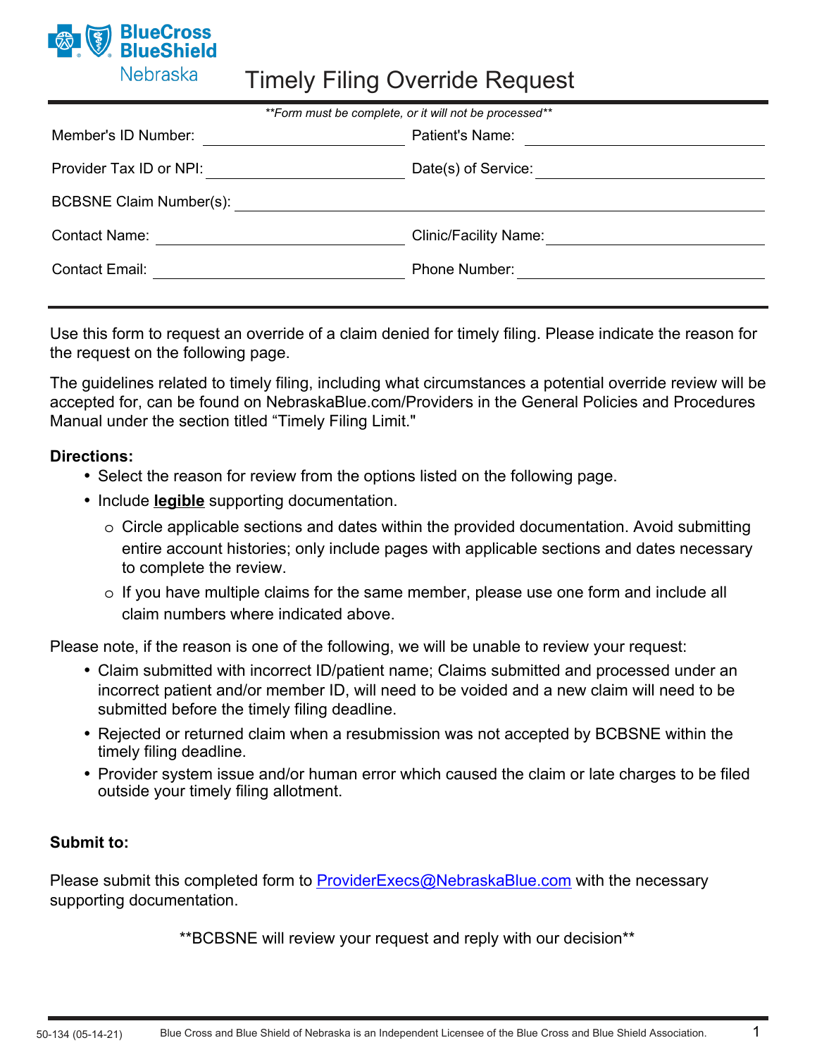BlueCross BlueShield Nebraska

# Timely Filing Override Request

***Form must be complete, or it will not be processed***

Member's ID Number: ____________________ Patient's Name: ____________________

Provider Tax ID or NPI: ____________________ Date(s) of Service: ____________________

BCBSNE Claim Number(s): ____________________

Contact Name: ____________________ Clinic/Facility Name: ____________________

Contact Email: ____________________ Phone Number: ____________________

Use this form to request an override of a claim denied for timely filing. Please indicate the reason for the request on the following page.

The guidelines related to timely filing, including what circumstances a potential override review will be accepted for, can be found on NebraskaBlue.com/Providers in the General Policies and Procedures Manual under the section titled "Timely Filing Limit."

**Directions:**

- Select the reason for review from the options listed on the following page.
- Include **legible** supporting documentation.
  - Circle applicable sections and dates within the provided documentation. Avoid submitting entire account histories; only include pages with applicable sections and dates necessary to complete the review.
  - If you have multiple claims for the same member, please use one form and include all claim numbers where indicated above.

Please note, if the reason is one of the following, we will be unable to review your request:

- Claim submitted with incorrect ID/patient name; Claims submitted and processed under an incorrect patient and/or member ID, will need to be voided and a new claim will need to be submitted before the timely filing deadline.
- Rejected or returned claim when a resubmission was not accepted by BCBSNE within the timely filing deadline.
- Provider system issue and/or human error which caused the claim or late charges to be filed outside your timely filing allotment.

**Submit to:**

Please submit this completed form to ProviderExecs@NebraskaBlue.com with the necessary supporting documentation.

**BCBSNE will review your request and reply with our decision**

50-134 (05-14-21) Blue Cross and Blue Shield of Nebraska is an Independent Licensee of the Blue Cross and Blue Shield Association.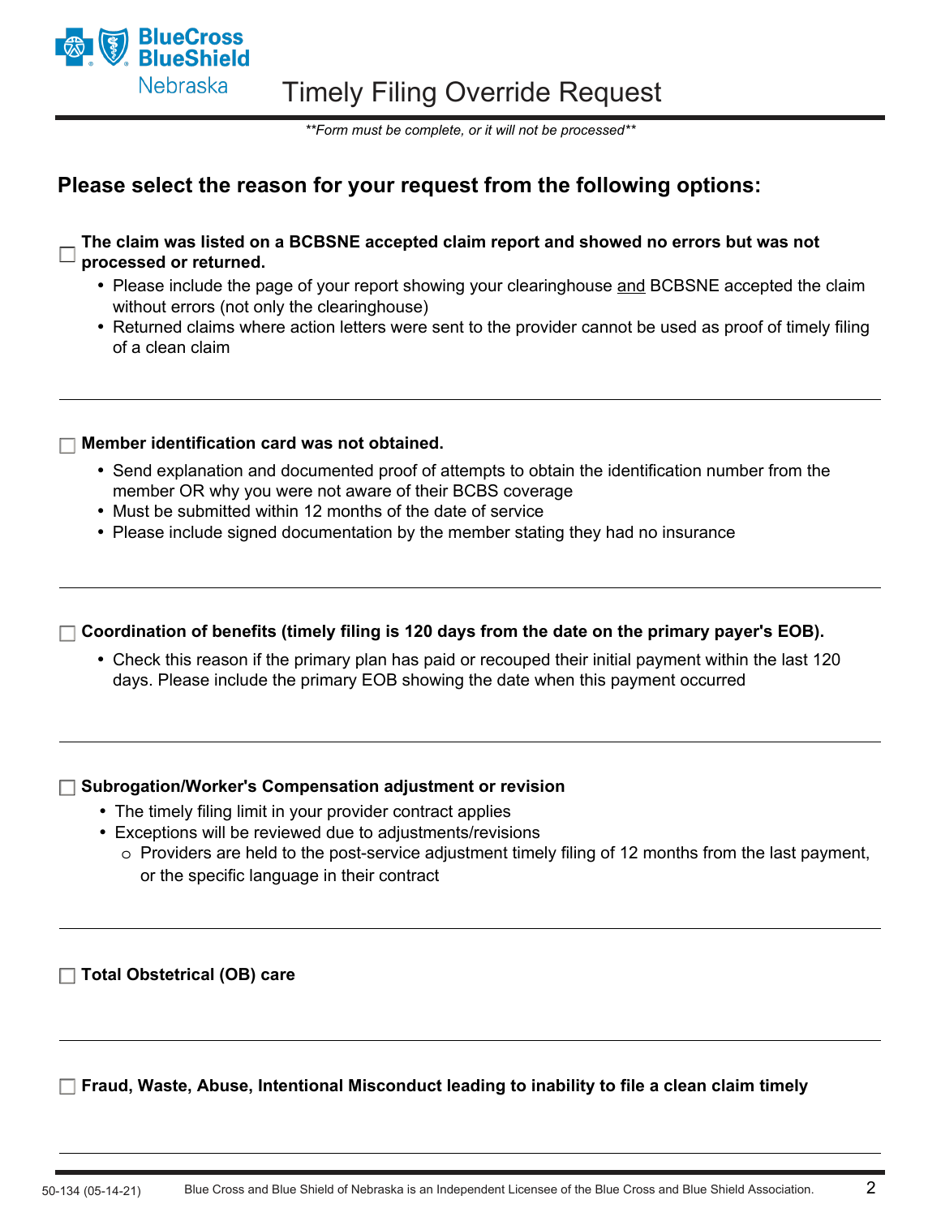# Timely Filing Override Request

***Form must be complete, or it will not be processed***

## Please select the reason for your request from the following options:

☐ **The claim was listed on a BCBSNE accepted claim report and showed no errors but was not processed or returned.**

- Please include the page of your report showing your clearinghouse <u>and</u> BCBSNE accepted the claim without errors (not only the clearinghouse)
- Returned claims where action letters were sent to the provider cannot be used as proof of timely filing of a clean claim

---

☐ **Member identification card was not obtained.**

- Send explanation and documented proof of attempts to obtain the identification number from the member OR why you were not aware of their BCBS coverage
- Must be submitted within 12 months of the date of service
- Please include signed documentation by the member stating they had no insurance

---

☐ **Coordination of benefits (timely filing is 120 days from the date on the primary payer's EOB).**

- Check this reason if the primary plan has paid or recouped their initial payment within the last 120 days. Please include the primary EOB showing the date when this payment occurred

---

☐ **Subrogation/Worker's Compensation adjustment or revision**

- The timely filing limit in your provider contract applies
- Exceptions will be reviewed due to adjustments/revisions
  - Providers are held to the post-service adjustment timely filing of 12 months from the last payment, or the specific language in their contract

---

☐ **Total Obstetrical (OB) care**

---

☐ **Fraud, Waste, Abuse, Intentional Misconduct leading to inability to file a clean claim timely**

---

50-134 (05-14-21) Blue Cross and Blue Shield of Nebraska is an Independent Licensee of the Blue Cross and Blue Shield Association.